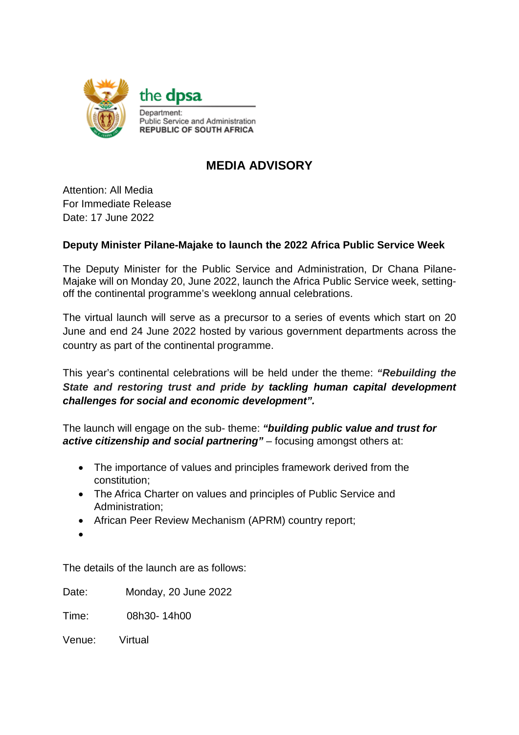the dpsa

Department:
Public Service and Administration
REPUBLIC OF SOUTH AFRICA

# MEDIA ADVISORY

Attention: All Media
For Immediate Release
Date: 17 June 2022

**Deputy Minister Pilane-Majake to launch the 2022 Africa Public Service Week**

The Deputy Minister for the Public Service and Administration, Dr Chana Pilane-Majake will on Monday 20, June 2022, launch the Africa Public Service week, setting-off the continental programme's weeklong annual celebrations.

The virtual launch will serve as a precursor to a series of events which start on 20 June and end 24 June 2022 hosted by various government departments across the country as part of the continental programme.

This year's continental celebrations will be held under the theme: ***"Rebuilding the State and restoring trust and pride by tackling human capital development challenges for social and economic development".***

The launch will engage on the sub- theme: ***"building public value and trust for active citizenship and social partnering"*** – focusing amongst others at:

- The importance of values and principles framework derived from the constitution;
- The Africa Charter on values and principles of Public Service and Administration;
- African Peer Review Mechanism (APRM) country report;
- 

The details of the launch are as follows:

Date: Monday, 20 June 2022

Time: 08h30- 14h00

Venue: Virtual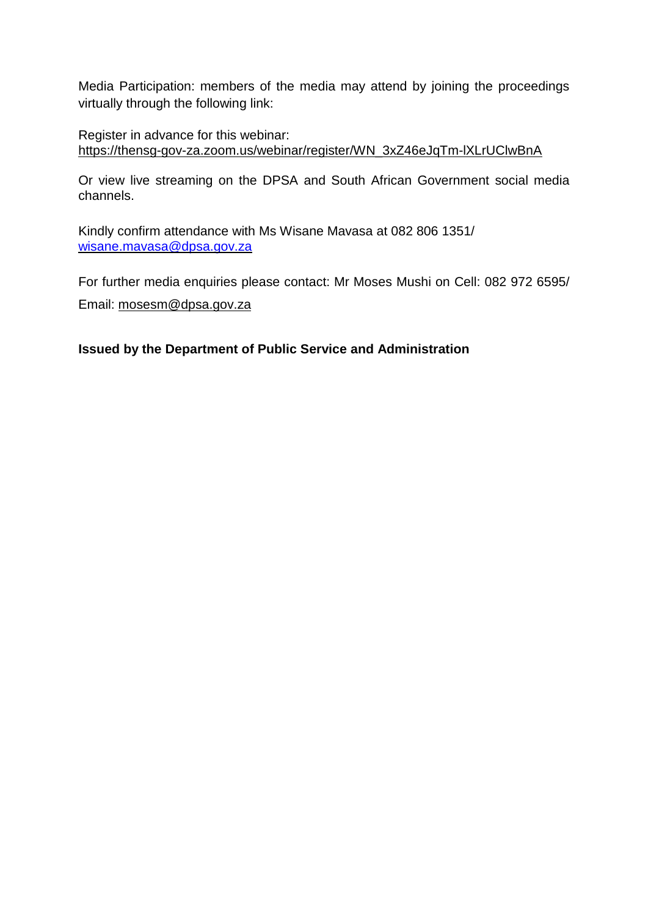Media Participation: members of the media may attend by joining the proceedings virtually through the following link:

Register in advance for this webinar:
https://thensg-gov-za.zoom.us/webinar/register/WN_3xZ46eJqTm-lXLrUClwBnA

Or view live streaming on the DPSA and South African Government social media channels.

Kindly confirm attendance with Ms Wisane Mavasa at 082 806 1351/ wisane.mavasa@dpsa.gov.za

For further media enquiries please contact: Mr Moses Mushi on Cell: 082 972 6595/ Email: mosesm@dpsa.gov.za

**Issued by the Department of Public Service and Administration**